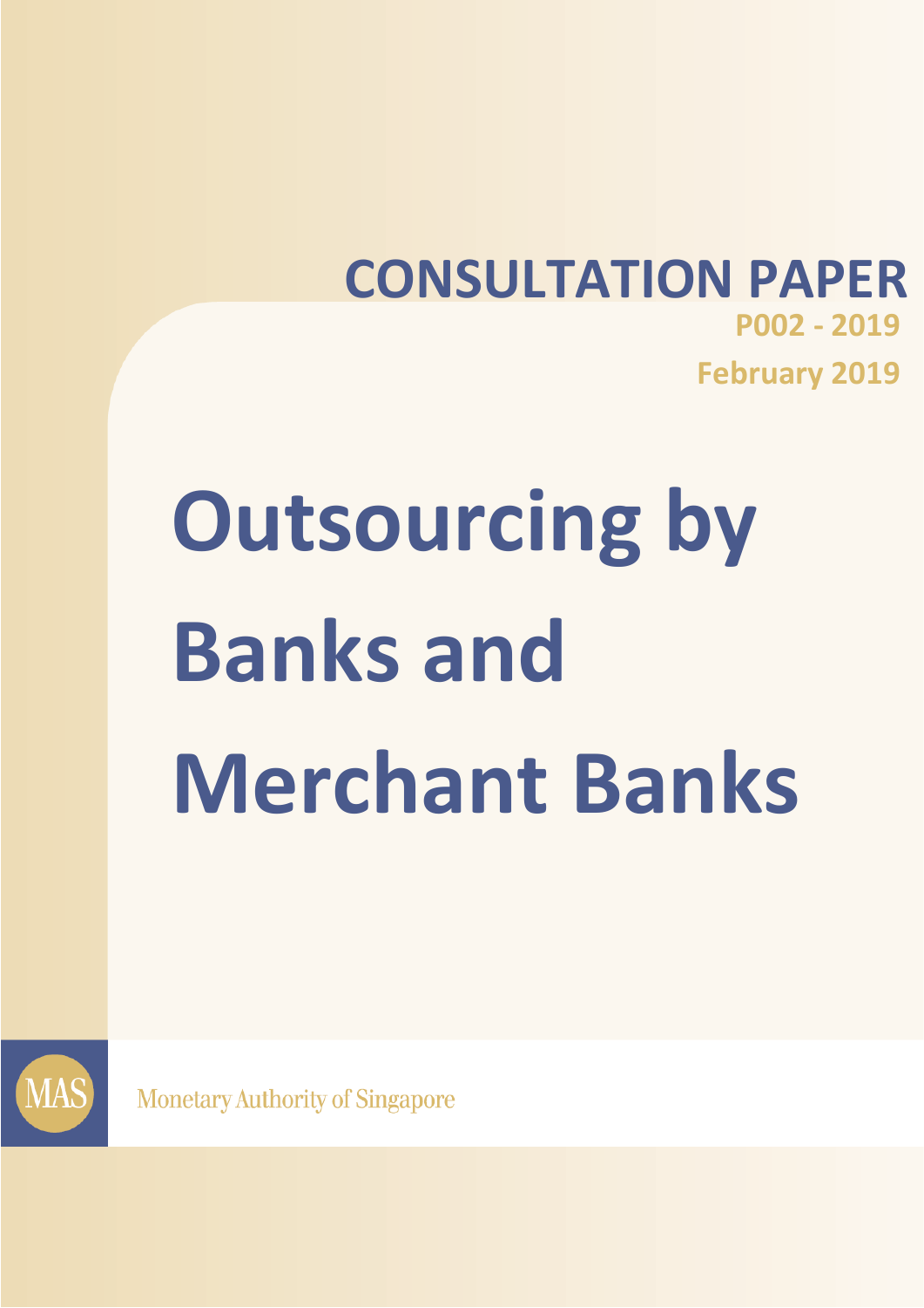# CONSULTATION PAPER

**P002 - 2019**

**February 2019**

# Outsourcing by Banks and Merchant Banks

Monetary Authority of Singapore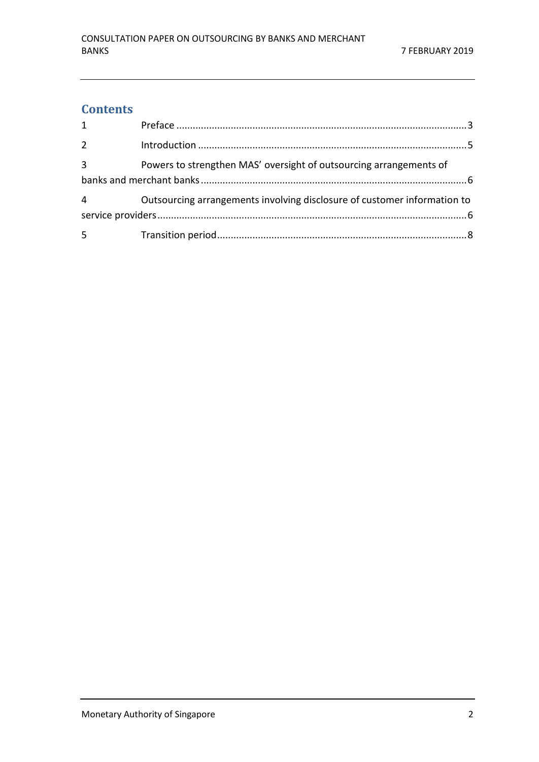## Contents

1 Preface ........................................................................................................ 3

2 Introduction ................................................................................................ 5

3 Powers to strengthen MAS' oversight of outsourcing arrangements of banks and merchant banks ........................................................................................ 6

4 Outsourcing arrangements involving disclosure of customer information to service providers ....................................................................................................... 6

5 Transition period .......................................................................................... 8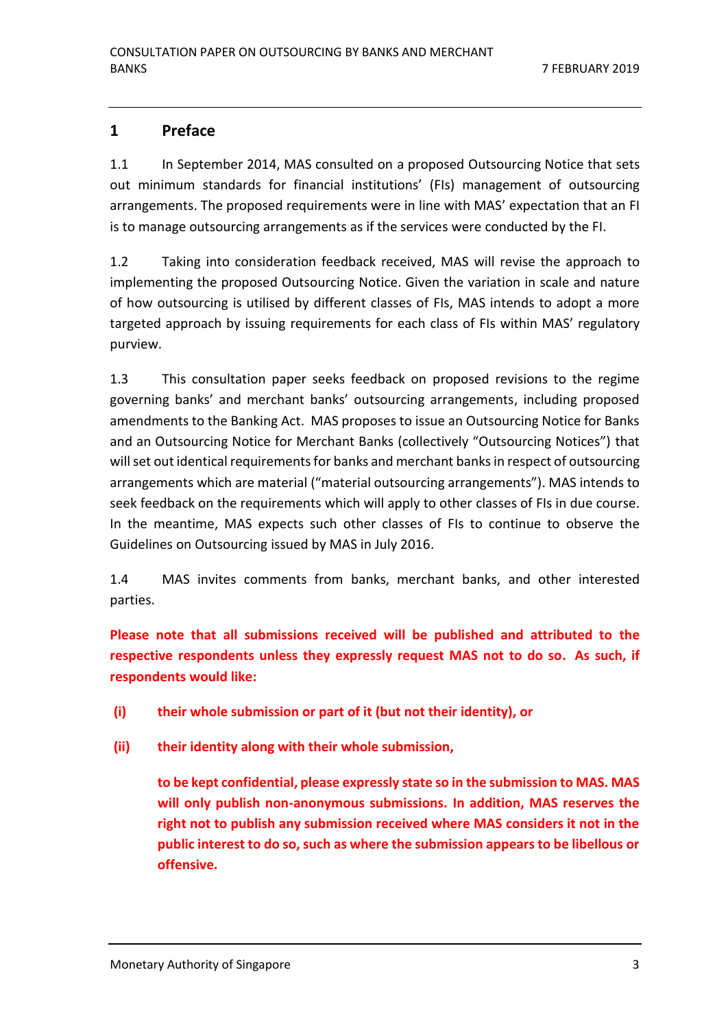## 1 Preface

1.1 In September 2014, MAS consulted on a proposed Outsourcing Notice that sets out minimum standards for financial institutions' (FIs) management of outsourcing arrangements. The proposed requirements were in line with MAS' expectation that an FI is to manage outsourcing arrangements as if the services were conducted by the FI.

1.2 Taking into consideration feedback received, MAS will revise the approach to implementing the proposed Outsourcing Notice. Given the variation in scale and nature of how outsourcing is utilised by different classes of FIs, MAS intends to adopt a more targeted approach by issuing requirements for each class of FIs within MAS' regulatory purview.

1.3 This consultation paper seeks feedback on proposed revisions to the regime governing banks' and merchant banks' outsourcing arrangements, including proposed amendments to the Banking Act. MAS proposes to issue an Outsourcing Notice for Banks and an Outsourcing Notice for Merchant Banks (collectively "Outsourcing Notices") that will set out identical requirements for banks and merchant banks in respect of outsourcing arrangements which are material ("material outsourcing arrangements"). MAS intends to seek feedback on the requirements which will apply to other classes of FIs in due course. In the meantime, MAS expects such other classes of FIs to continue to observe the Guidelines on Outsourcing issued by MAS in July 2016.

1.4 MAS invites comments from banks, merchant banks, and other interested parties.

**Please note that all submissions received will be published and attributed to the respective respondents unless they expressly request MAS not to do so. As such, if respondents would like:**

**(i) their whole submission or part of it (but not their identity), or**

**(ii) their identity along with their whole submission,**

**to be kept confidential, please expressly state so in the submission to MAS. MAS will only publish non-anonymous submissions. In addition, MAS reserves the right not to publish any submission received where MAS considers it not in the public interest to do so, such as where the submission appears to be libellous or offensive.**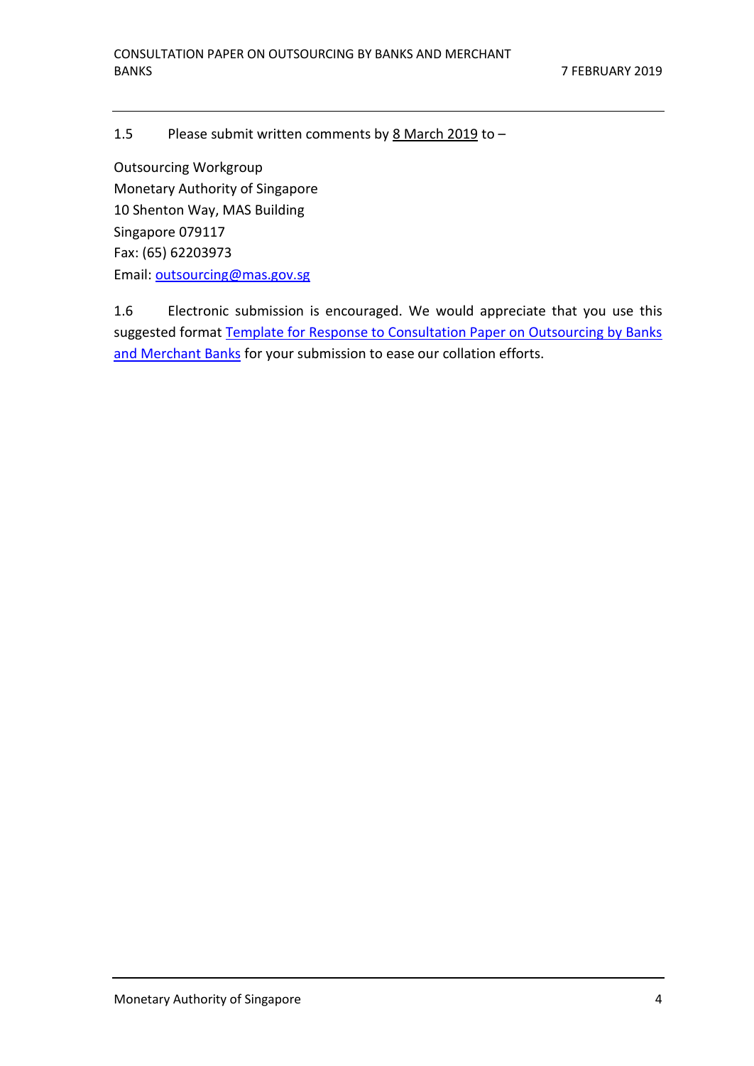1.5 Please submit written comments by 8 March 2019 to –

Outsourcing Workgroup
Monetary Authority of Singapore
10 Shenton Way, MAS Building
Singapore 079117
Fax: (65) 62203973
Email: outsourcing@mas.gov.sg

1.6 Electronic submission is encouraged. We would appreciate that you use this suggested format Template for Response to Consultation Paper on Outsourcing by Banks and Merchant Banks for your submission to ease our collation efforts.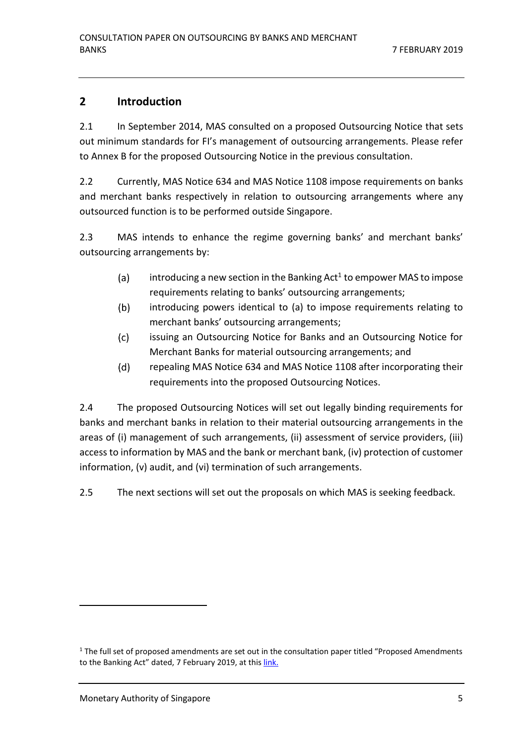## 2 Introduction

2.1 In September 2014, MAS consulted on a proposed Outsourcing Notice that sets out minimum standards for FI's management of outsourcing arrangements. Please refer to Annex B for the proposed Outsourcing Notice in the previous consultation.

2.2 Currently, MAS Notice 634 and MAS Notice 1108 impose requirements on banks and merchant banks respectively in relation to outsourcing arrangements where any outsourced function is to be performed outside Singapore.

2.3 MAS intends to enhance the regime governing banks' and merchant banks' outsourcing arrangements by:

(a) introducing a new section in the Banking Act[1] to empower MAS to impose requirements relating to banks' outsourcing arrangements;

(b) introducing powers identical to (a) to impose requirements relating to merchant banks' outsourcing arrangements;

(c) issuing an Outsourcing Notice for Banks and an Outsourcing Notice for Merchant Banks for material outsourcing arrangements; and

(d) repealing MAS Notice 634 and MAS Notice 1108 after incorporating their requirements into the proposed Outsourcing Notices.

2.4 The proposed Outsourcing Notices will set out legally binding requirements for banks and merchant banks in relation to their material outsourcing arrangements in the areas of (i) management of such arrangements, (ii) assessment of service providers, (iii) access to information by MAS and the bank or merchant bank, (iv) protection of customer information, (v) audit, and (vi) termination of such arrangements.

2.5 The next sections will set out the proposals on which MAS is seeking feedback.

---

[1] The full set of proposed amendments are set out in the consultation paper titled "Proposed Amendments to the Banking Act" dated, 7 February 2019, at this link.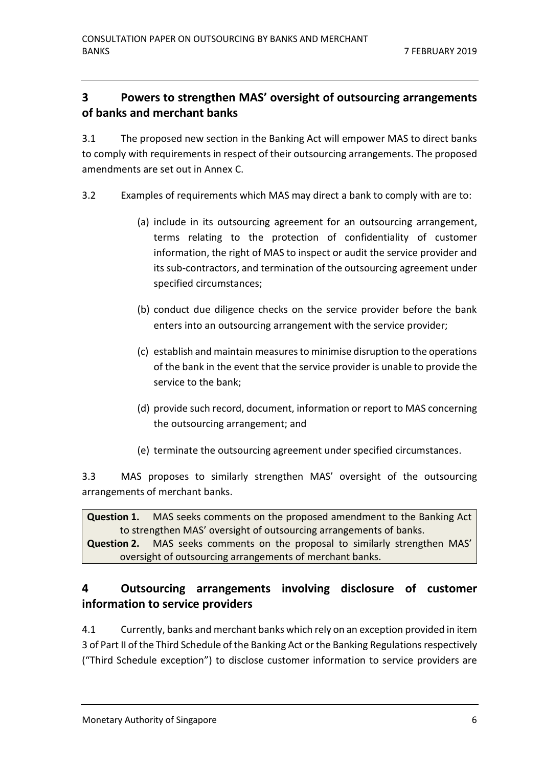## 3 Powers to strengthen MAS' oversight of outsourcing arrangements of banks and merchant banks

3.1 The proposed new section in the Banking Act will empower MAS to direct banks to comply with requirements in respect of their outsourcing arrangements. The proposed amendments are set out in Annex C.

3.2 Examples of requirements which MAS may direct a bank to comply with are to:

(a) include in its outsourcing agreement for an outsourcing arrangement, terms relating to the protection of confidentiality of customer information, the right of MAS to inspect or audit the service provider and its sub-contractors, and termination of the outsourcing agreement under specified circumstances;

(b) conduct due diligence checks on the service provider before the bank enters into an outsourcing arrangement with the service provider;

(c) establish and maintain measures to minimise disruption to the operations of the bank in the event that the service provider is unable to provide the service to the bank;

(d) provide such record, document, information or report to MAS concerning the outsourcing arrangement; and

(e) terminate the outsourcing agreement under specified circumstances.

3.3 MAS proposes to similarly strengthen MAS' oversight of the outsourcing arrangements of merchant banks.

**Question 1.** MAS seeks comments on the proposed amendment to the Banking Act to strengthen MAS' oversight of outsourcing arrangements of banks.

**Question 2.** MAS seeks comments on the proposal to similarly strengthen MAS' oversight of outsourcing arrangements of merchant banks.

## 4 Outsourcing arrangements involving disclosure of customer information to service providers

4.1 Currently, banks and merchant banks which rely on an exception provided in item 3 of Part II of the Third Schedule of the Banking Act or the Banking Regulations respectively ("Third Schedule exception") to disclose customer information to service providers are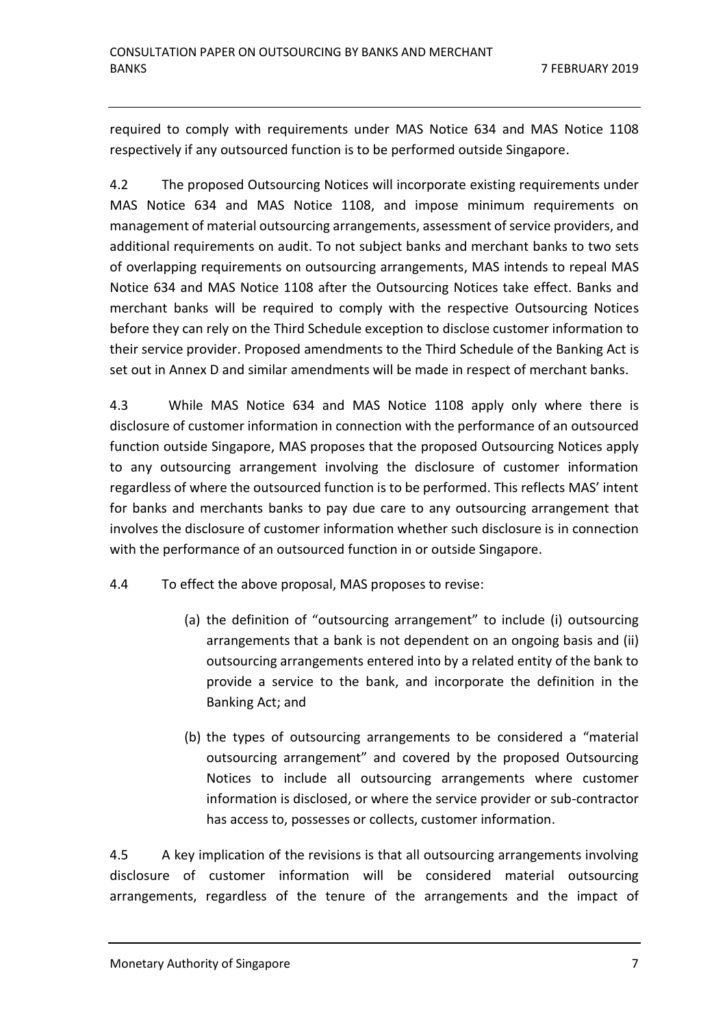required to comply with requirements under MAS Notice 634 and MAS Notice 1108 respectively if any outsourced function is to be performed outside Singapore.

4.2 The proposed Outsourcing Notices will incorporate existing requirements under MAS Notice 634 and MAS Notice 1108, and impose minimum requirements on management of material outsourcing arrangements, assessment of service providers, and additional requirements on audit. To not subject banks and merchant banks to two sets of overlapping requirements on outsourcing arrangements, MAS intends to repeal MAS Notice 634 and MAS Notice 1108 after the Outsourcing Notices take effect. Banks and merchant banks will be required to comply with the respective Outsourcing Notices before they can rely on the Third Schedule exception to disclose customer information to their service provider. Proposed amendments to the Third Schedule of the Banking Act is set out in Annex D and similar amendments will be made in respect of merchant banks.

4.3 While MAS Notice 634 and MAS Notice 1108 apply only where there is disclosure of customer information in connection with the performance of an outsourced function outside Singapore, MAS proposes that the proposed Outsourcing Notices apply to any outsourcing arrangement involving the disclosure of customer information regardless of where the outsourced function is to be performed. This reflects MAS' intent for banks and merchants banks to pay due care to any outsourcing arrangement that involves the disclosure of customer information whether such disclosure is in connection with the performance of an outsourced function in or outside Singapore.

4.4 To effect the above proposal, MAS proposes to revise:

(a) the definition of "outsourcing arrangement" to include (i) outsourcing arrangements that a bank is not dependent on an ongoing basis and (ii) outsourcing arrangements entered into by a related entity of the bank to provide a service to the bank, and incorporate the definition in the Banking Act; and

(b) the types of outsourcing arrangements to be considered a "material outsourcing arrangement" and covered by the proposed Outsourcing Notices to include all outsourcing arrangements where customer information is disclosed, or where the service provider or sub-contractor has access to, possesses or collects, customer information.

4.5 A key implication of the revisions is that all outsourcing arrangements involving disclosure of customer information will be considered material outsourcing arrangements, regardless of the tenure of the arrangements and the impact of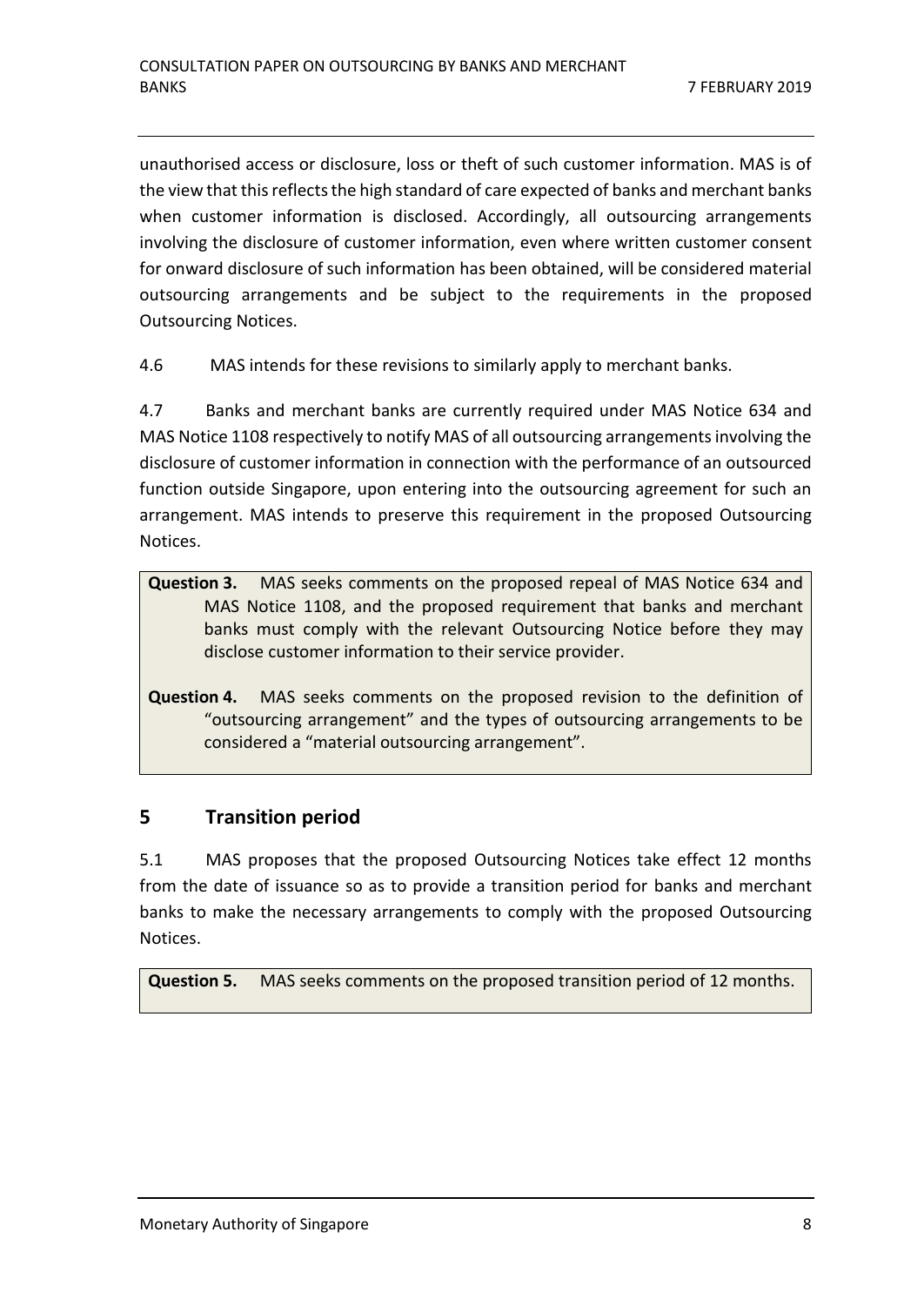unauthorised access or disclosure, loss or theft of such customer information. MAS is of the view that this reflects the high standard of care expected of banks and merchant banks when customer information is disclosed. Accordingly, all outsourcing arrangements involving the disclosure of customer information, even where written customer consent for onward disclosure of such information has been obtained, will be considered material outsourcing arrangements and be subject to the requirements in the proposed Outsourcing Notices.

4.6 MAS intends for these revisions to similarly apply to merchant banks.

4.7 Banks and merchant banks are currently required under MAS Notice 634 and MAS Notice 1108 respectively to notify MAS of all outsourcing arrangements involving the disclosure of customer information in connection with the performance of an outsourced function outside Singapore, upon entering into the outsourcing agreement for such an arrangement. MAS intends to preserve this requirement in the proposed Outsourcing Notices.

**Question 3.** MAS seeks comments on the proposed repeal of MAS Notice 634 and MAS Notice 1108, and the proposed requirement that banks and merchant banks must comply with the relevant Outsourcing Notice before they may disclose customer information to their service provider.

**Question 4.** MAS seeks comments on the proposed revision to the definition of "outsourcing arrangement" and the types of outsourcing arrangements to be considered a "material outsourcing arrangement".

## 5 Transition period

5.1 MAS proposes that the proposed Outsourcing Notices take effect 12 months from the date of issuance so as to provide a transition period for banks and merchant banks to make the necessary arrangements to comply with the proposed Outsourcing Notices.

**Question 5.** MAS seeks comments on the proposed transition period of 12 months.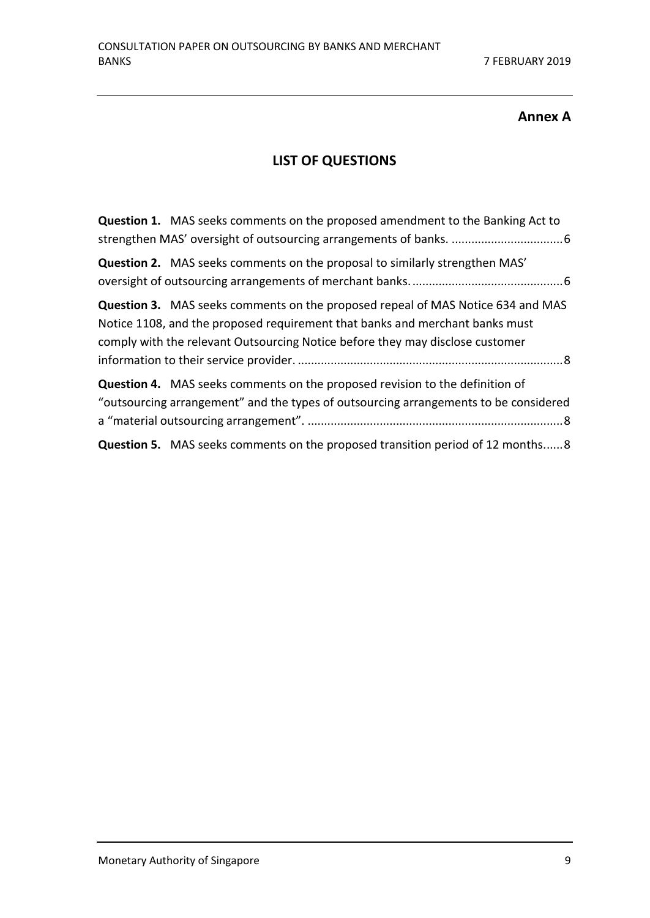**Annex A**

## LIST OF QUESTIONS

**Question 1.** MAS seeks comments on the proposed amendment to the Banking Act to strengthen MAS' oversight of outsourcing arrangements of banks. .................................6

**Question 2.** MAS seeks comments on the proposal to similarly strengthen MAS' oversight of outsourcing arrangements of merchant banks. .............................................6

**Question 3.** MAS seeks comments on the proposed repeal of MAS Notice 634 and MAS Notice 1108, and the proposed requirement that banks and merchant banks must comply with the relevant Outsourcing Notice before they may disclose customer information to their service provider. ................................................................................8

**Question 4.** MAS seeks comments on the proposed revision to the definition of "outsourcing arrangement" and the types of outsourcing arrangements to be considered a "material outsourcing arrangement". .............................................................................8

**Question 5.** MAS seeks comments on the proposed transition period of 12 months......8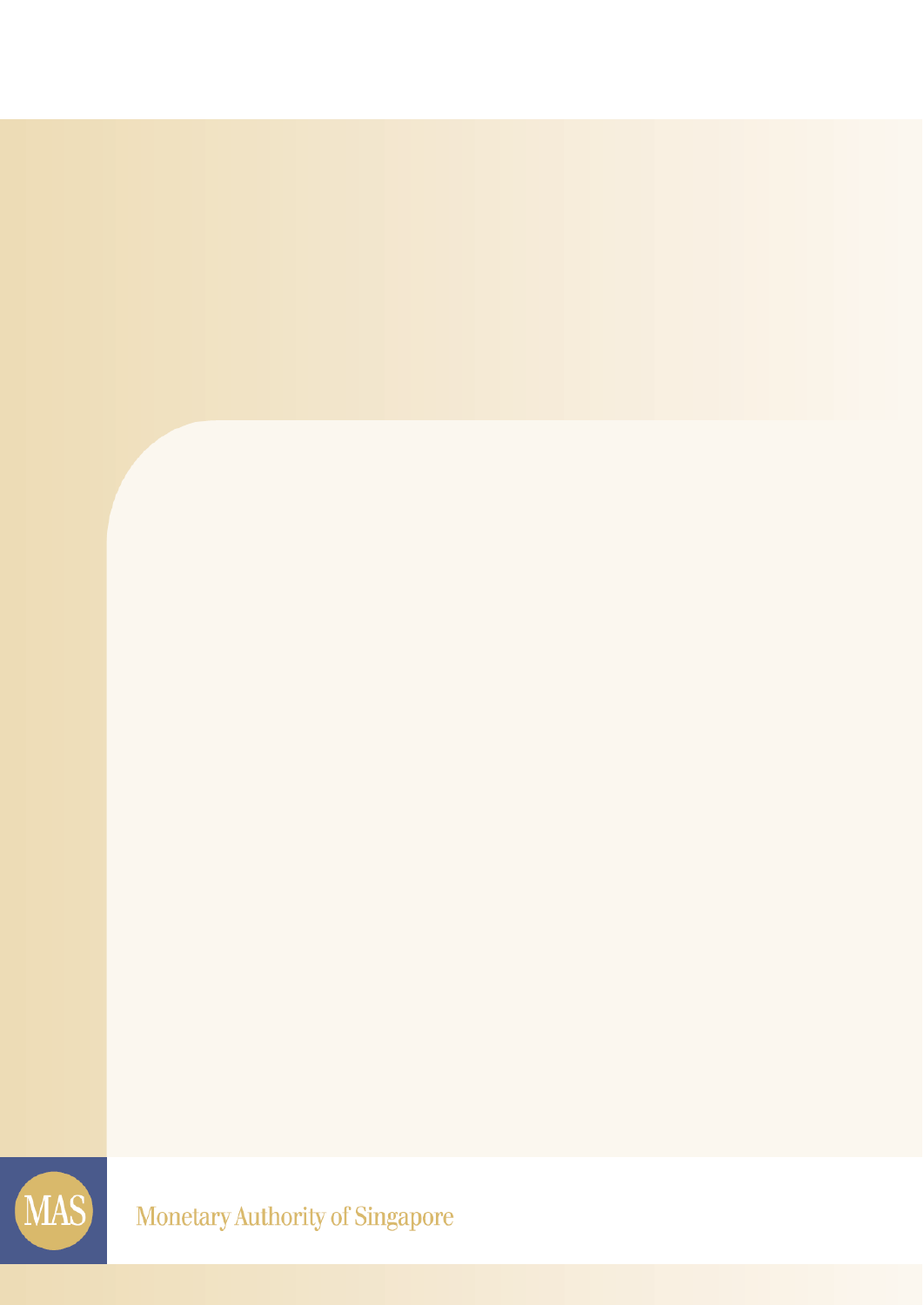MAS

Monetary Authority of Singapore